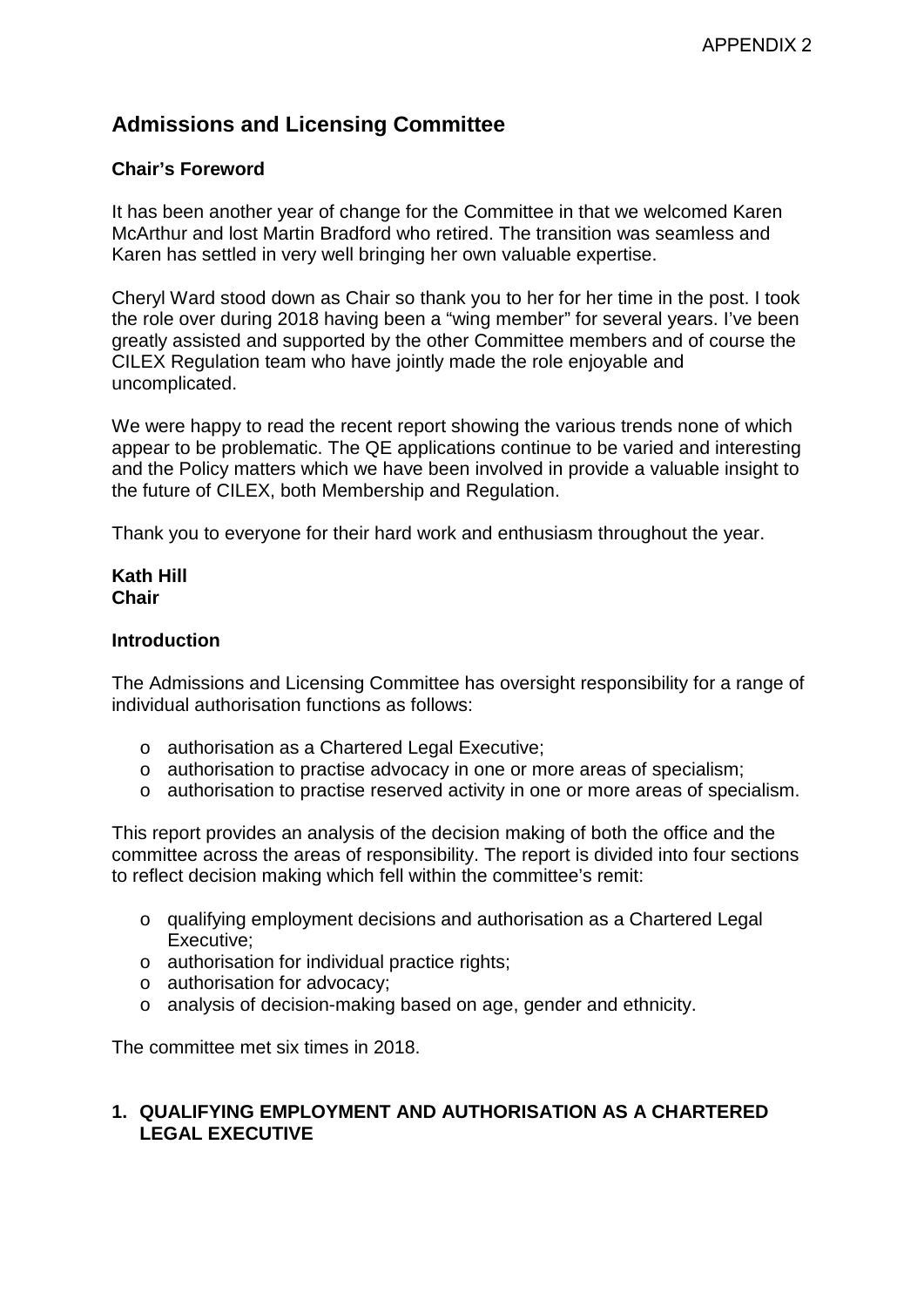APPENDIX 2

# Admissions and Licensing Committee

### Chair's Foreword

It has been another year of change for the Committee in that we welcomed Karen McArthur and lost Martin Bradford who retired. The transition was seamless and Karen has settled in very well bringing her own valuable expertise.

Cheryl Ward stood down as Chair so thank you to her for her time in the post. I took the role over during 2018 having been a "wing member" for several years. I've been greatly assisted and supported by the other Committee members and of course the CILEX Regulation team who have jointly made the role enjoyable and uncomplicated.

We were happy to read the recent report showing the various trends none of which appear to be problematic. The QE applications continue to be varied and interesting and the Policy matters which we have been involved in provide a valuable insight to the future of CILEX, both Membership and Regulation.

Thank you to everyone for their hard work and enthusiasm throughout the year.

**Kath Hill**
**Chair**

### Introduction

The Admissions and Licensing Committee has oversight responsibility for a range of individual authorisation functions as follows:

- authorisation as a Chartered Legal Executive;
- authorisation to practise advocacy in one or more areas of specialism;
- authorisation to practise reserved activity in one or more areas of specialism.

This report provides an analysis of the decision making of both the office and the committee across the areas of responsibility. The report is divided into four sections to reflect decision making which fell within the committee's remit:

- qualifying employment decisions and authorisation as a Chartered Legal Executive;
- authorisation for individual practice rights;
- authorisation for advocacy;
- analysis of decision-making based on age, gender and ethnicity.

The committee met six times in 2018.

## 1. QUALIFYING EMPLOYMENT AND AUTHORISATION AS A CHARTERED LEGAL EXECUTIVE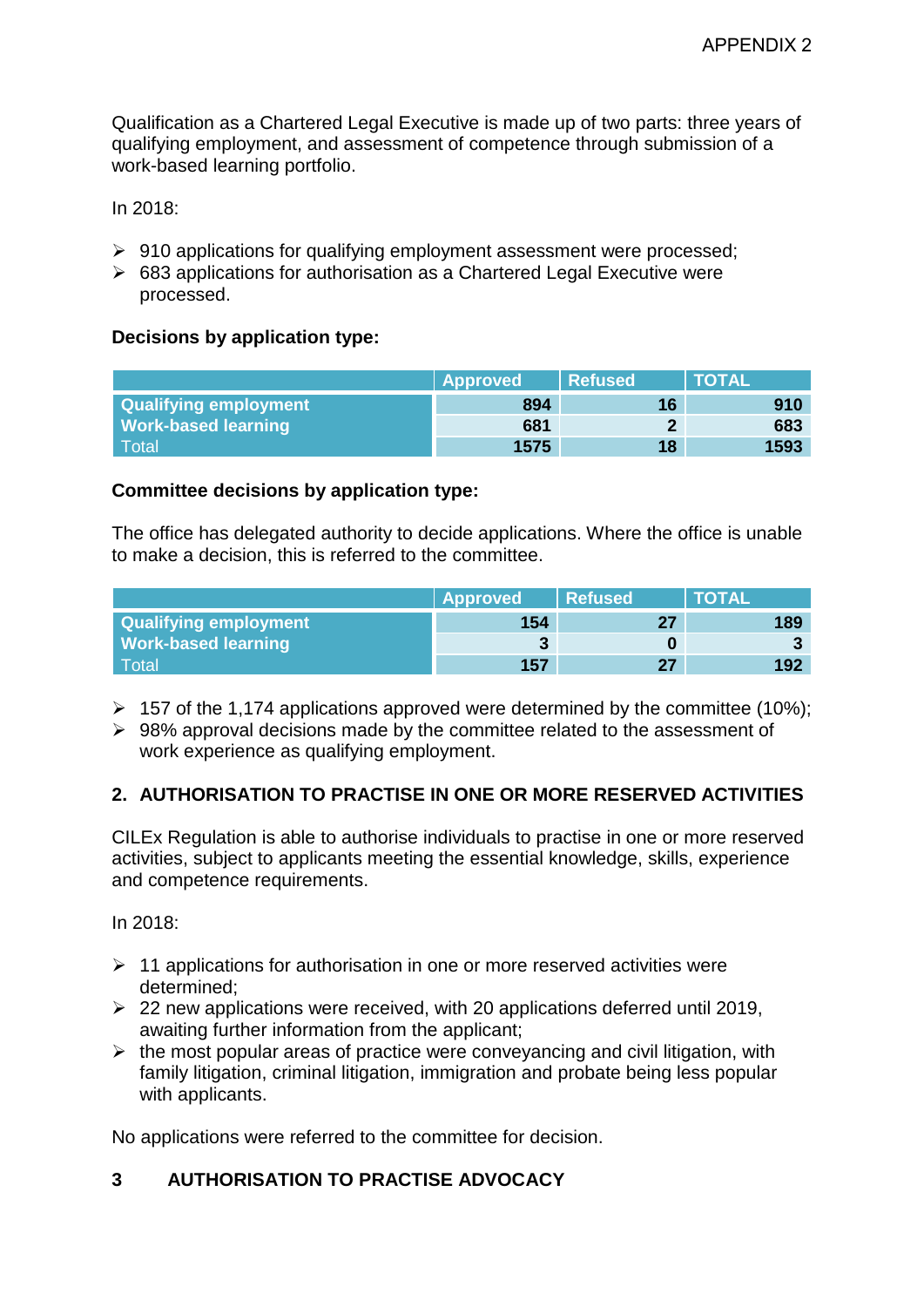Qualification as a Chartered Legal Executive is made up of two parts: three years of qualifying employment, and assessment of competence through submission of a work-based learning portfolio.

In 2018:

- 910 applications for qualifying employment assessment were processed;
- 683 applications for authorisation as a Chartered Legal Executive were processed.

**Decisions by application type:**

| | Approved | Refused | TOTAL |
|---|---|---|---|
| **Qualifying employment** | **894** | **16** | **910** |
| **Work-based learning** | **681** | **2** | **683** |
| Total | **1575** | **18** | **1593** |

**Committee decisions by application type:**

The office has delegated authority to decide applications. Where the office is unable to make a decision, this is referred to the committee.

| | Approved | Refused | TOTAL |
|---|---|---|---|
| **Qualifying employment** | **154** | **27** | **189** |
| **Work-based learning** | **3** | **0** | **3** |
| Total | **157** | **27** | **192** |

- 157 of the 1,174 applications approved were determined by the committee (10%);
- 98% approval decisions made by the committee related to the assessment of work experience as qualifying employment.

## 2. AUTHORISATION TO PRACTISE IN ONE OR MORE RESERVED ACTIVITIES

CILEx Regulation is able to authorise individuals to practise in one or more reserved activities, subject to applicants meeting the essential knowledge, skills, experience and competence requirements.

In 2018:

- 11 applications for authorisation in one or more reserved activities were determined;
- 22 new applications were received, with 20 applications deferred until 2019, awaiting further information from the applicant;
- the most popular areas of practice were conveyancing and civil litigation, with family litigation, criminal litigation, immigration and probate being less popular with applicants.

No applications were referred to the committee for decision.

## 3 AUTHORISATION TO PRACTISE ADVOCACY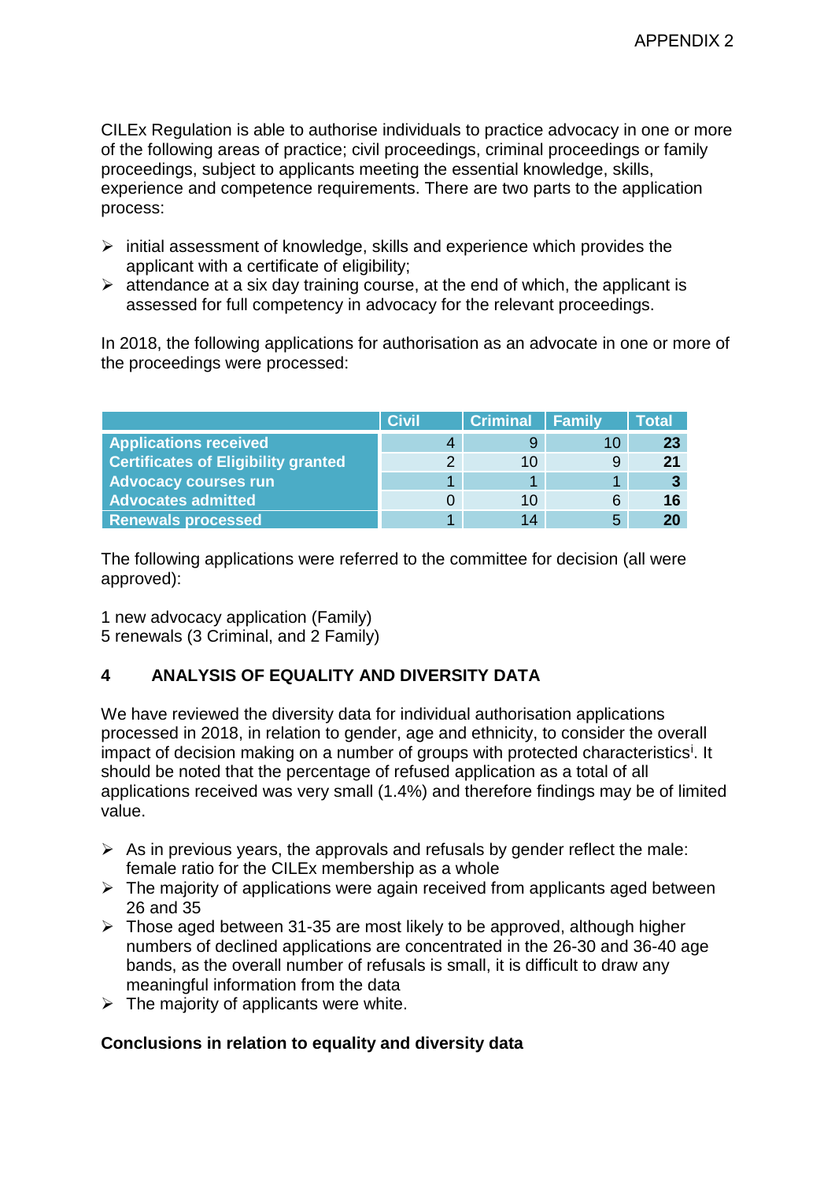APPENDIX 2

CILEx Regulation is able to authorise individuals to practice advocacy in one or more of the following areas of practice; civil proceedings, criminal proceedings or family proceedings, subject to applicants meeting the essential knowledge, skills, experience and competence requirements. There are two parts to the application process:

- initial assessment of knowledge, skills and experience which provides the applicant with a certificate of eligibility;
- attendance at a six day training course, at the end of which, the applicant is assessed for full competency in advocacy for the relevant proceedings.

In 2018, the following applications for authorisation as an advocate in one or more of the proceedings were processed:

| | Civil | Criminal | Family | Total |
|---|---|---|---|---|
| **Applications received** | 4 | 9 | 10 | **23** |
| **Certificates of Eligibility granted** | 2 | 10 | 9 | **21** |
| **Advocacy courses run** | 1 | 1 | 1 | **3** |
| **Advocates admitted** | 0 | 10 | 6 | **16** |
| **Renewals processed** | 1 | 14 | 5 | **20** |

The following applications were referred to the committee for decision (all were approved):

1 new advocacy application (Family)
5 renewals (3 Criminal, and 2 Family)

## 4 ANALYSIS OF EQUALITY AND DIVERSITY DATA

We have reviewed the diversity data for individual authorisation applications processed in 2018, in relation to gender, age and ethnicity, to consider the overall impact of decision making on a number of groups with protected characteristics[i]. It should be noted that the percentage of refused application as a total of all applications received was very small (1.4%) and therefore findings may be of limited value.

- As in previous years, the approvals and refusals by gender reflect the male: female ratio for the CILEx membership as a whole
- The majority of applications were again received from applicants aged between 26 and 35
- Those aged between 31-35 are most likely to be approved, although higher numbers of declined applications are concentrated in the 26-30 and 36-40 age bands, as the overall number of refusals is small, it is difficult to draw any meaningful information from the data
- The majority of applicants were white.

**Conclusions in relation to equality and diversity data**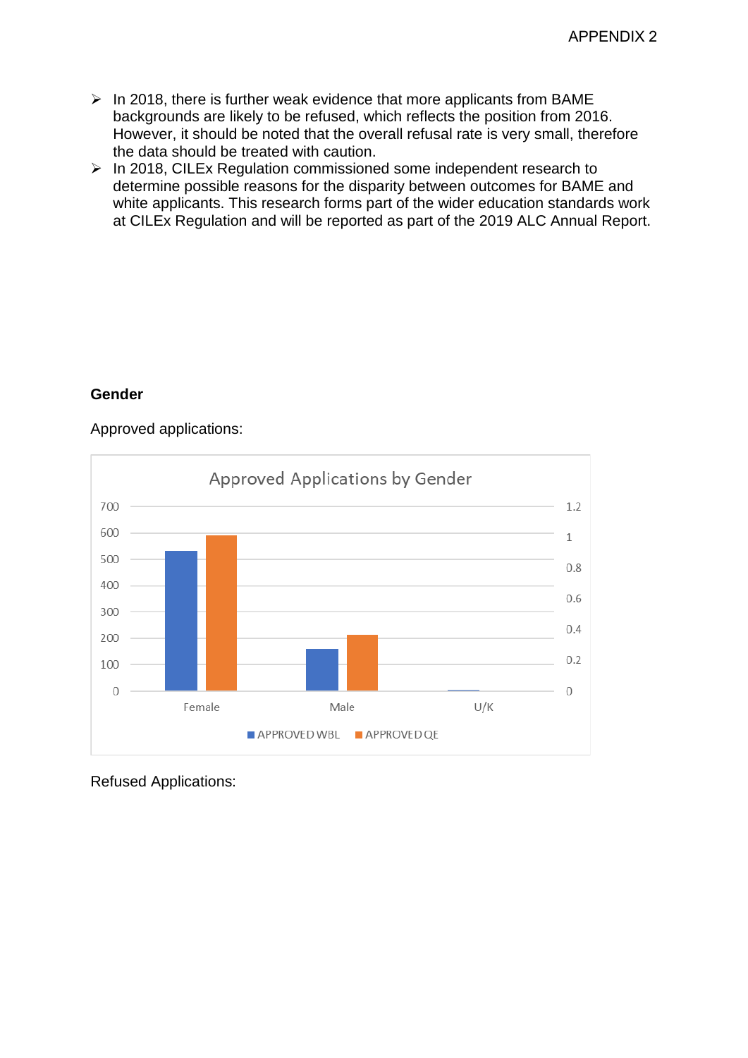- In 2018, there is further weak evidence that more applicants from BAME backgrounds are likely to be refused, which reflects the position from 2016. However, it should be noted that the overall refusal rate is very small, therefore the data should be treated with caution.
- In 2018, CILEx Regulation commissioned some independent research to determine possible reasons for the disparity between outcomes for BAME and white applicants. This research forms part of the wider education standards work at CILEx Regulation and will be reported as part of the 2019 ALC Annual Report.

**Gender**

Approved applications:

Approved Applications by Gender

Refused Applications: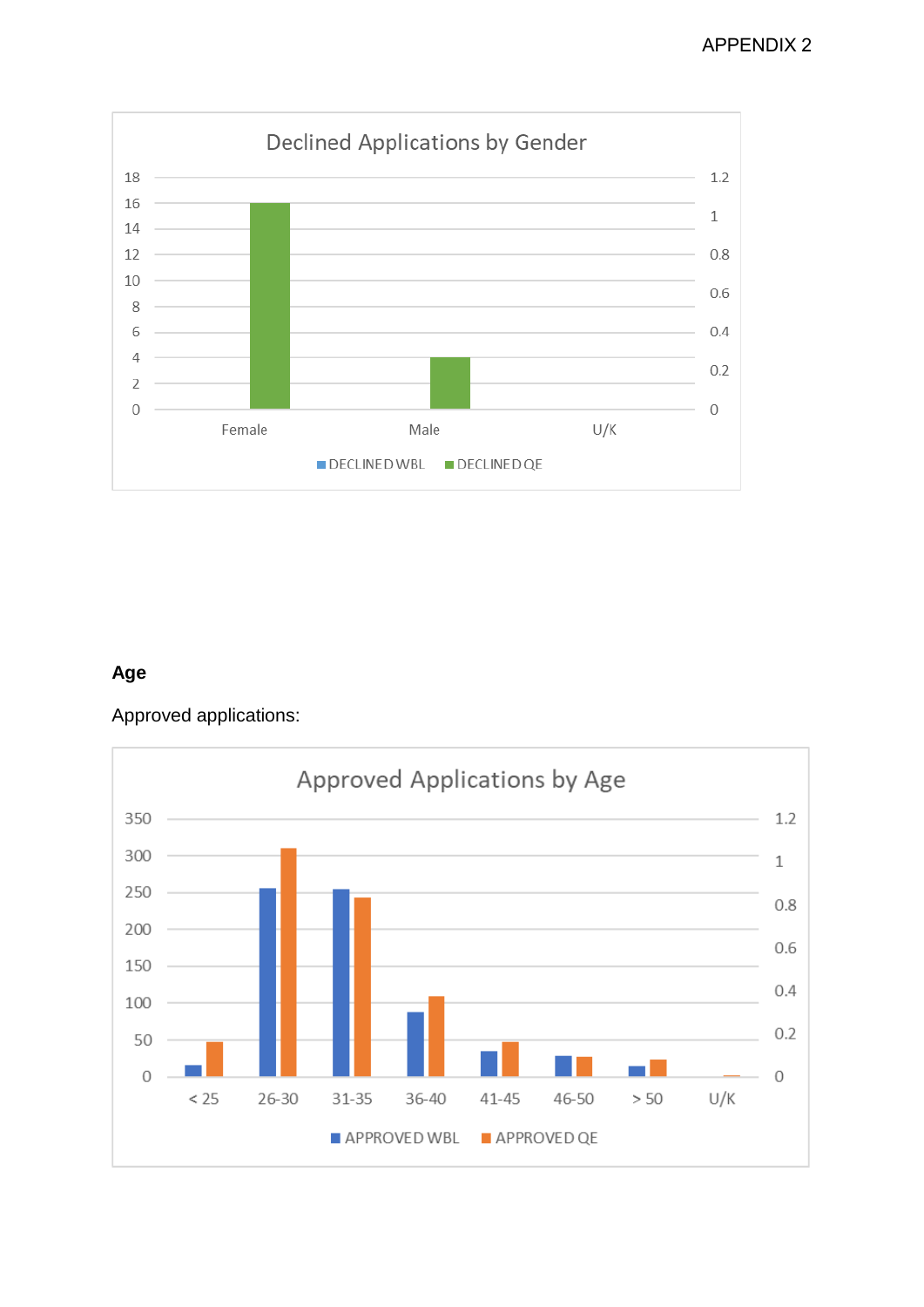**Declined Applications by Gender**

(Chart: left axis 0–18; right axis 0–1.2; categories Female, Male, U/K; legend: DECLINED WBL, DECLINED QE)

## Age

Approved applications:

**Approved Applications by Age**

(Chart: left axis 0–350; right axis 0–1.2; categories < 25, 26-30, 31-35, 36-40, 41-45, 46-50, > 50, U/K; legend: APPROVED WBL, APPROVED QE)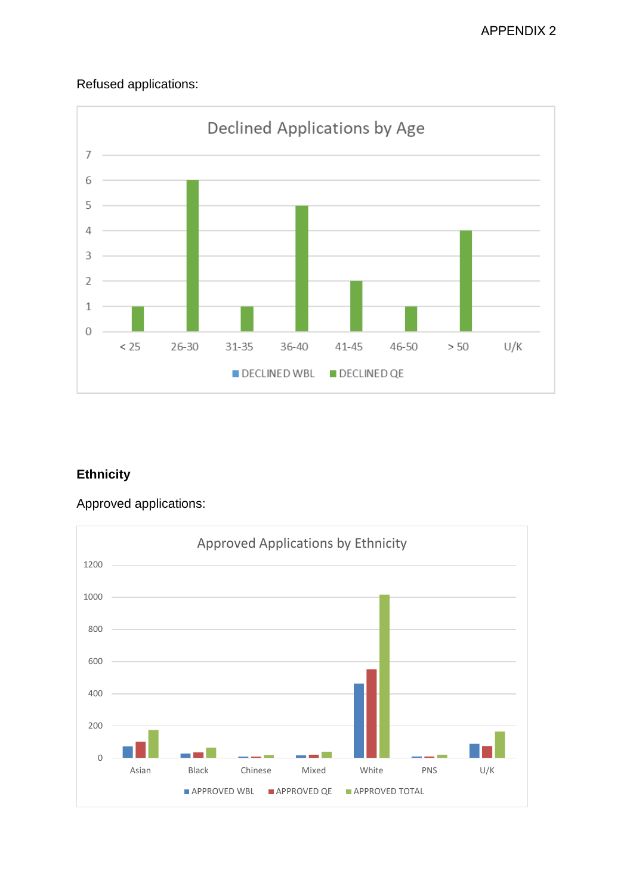APPENDIX 2

Refused applications:

**Declined Applications by Age**

| Age | DECLINED WBL | DECLINED QE |
|---|---|---|
| < 25 | | 1 |
| 26-30 | | 6 |
| 31-35 | | 1 |
| 36-40 | | 5 |
| 41-45 | | 2 |
| 46-50 | | 1 |
| > 50 | | 4 |
| U/K | | |

**Ethnicity**

Approved applications:

**Approved Applications by Ethnicity**

Chart legend: APPROVED WBL, APPROVED QE, APPROVED TOTAL. Categories: Asian, Black, Chinese, Mixed, White, PNS, U/K. Y-axis: 0 to 1200.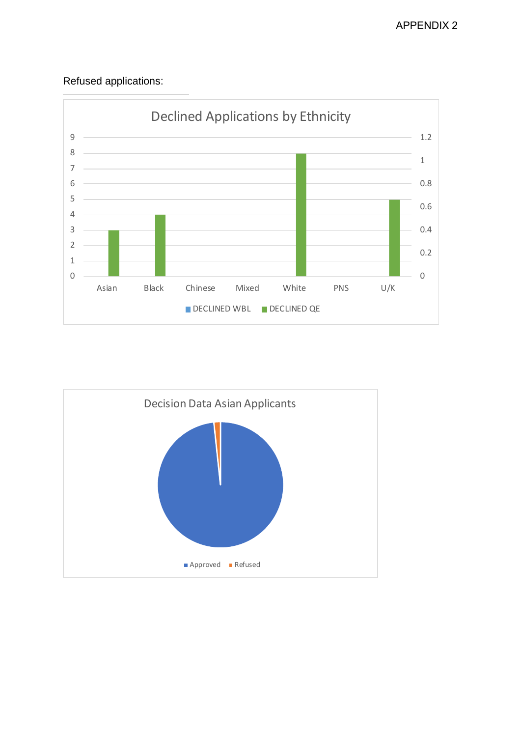APPENDIX 2

Refused applications:

**Declined Applications by Ethnicity**

| | DECLINED WBL | DECLINED QE |
|---|---|---|
| Asian | | 3 |
| Black | | 4 |
| Chinese | | |
| Mixed | | |
| White | | 8 |
| PNS | | |
| U/K | | 5 |

**Decision Data Asian Applicants**

Approved ■ Refused ■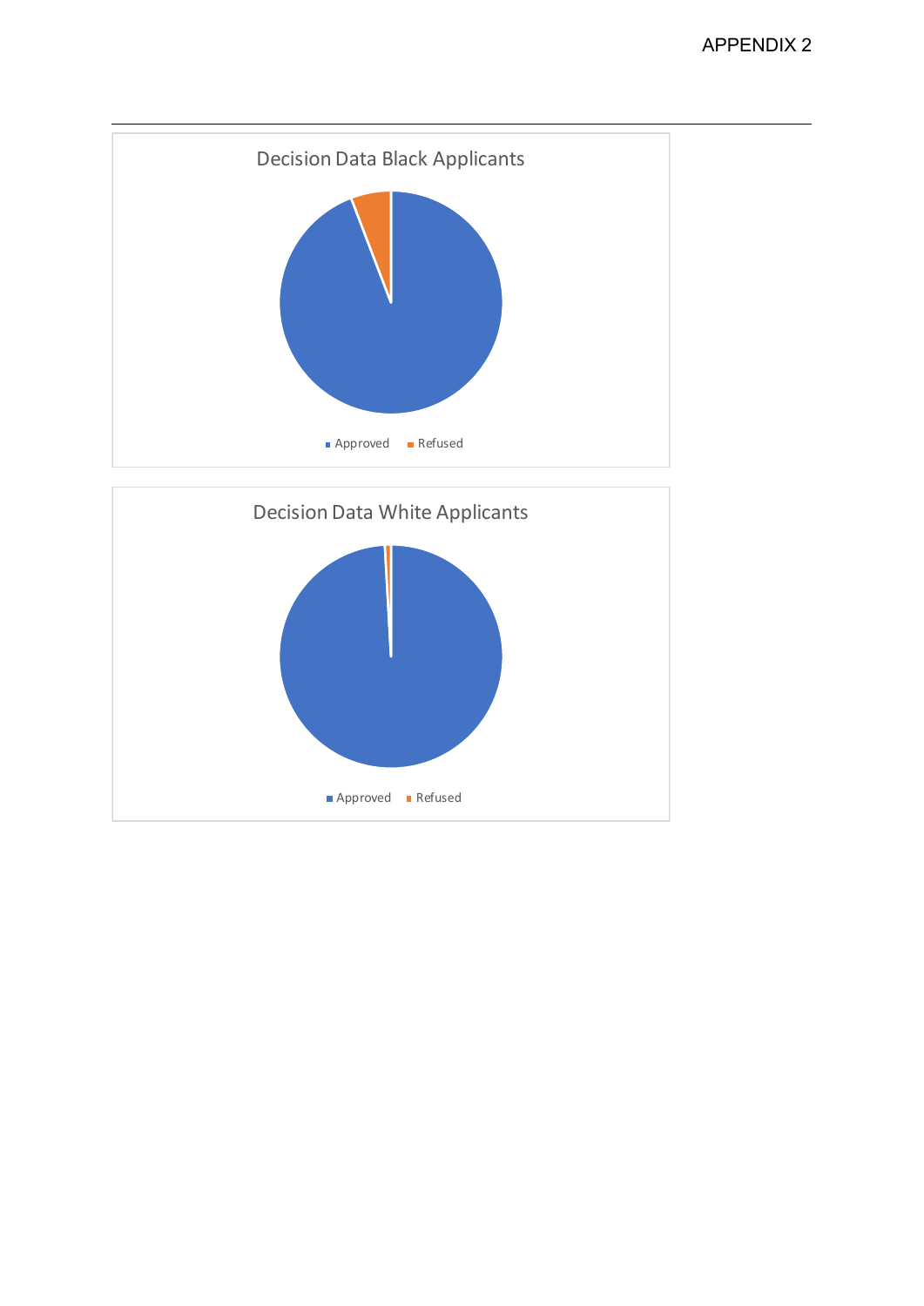APPENDIX 2

Decision Data Black Applicants

Approved
Refused

Decision Data White Applicants

Approved
Refused